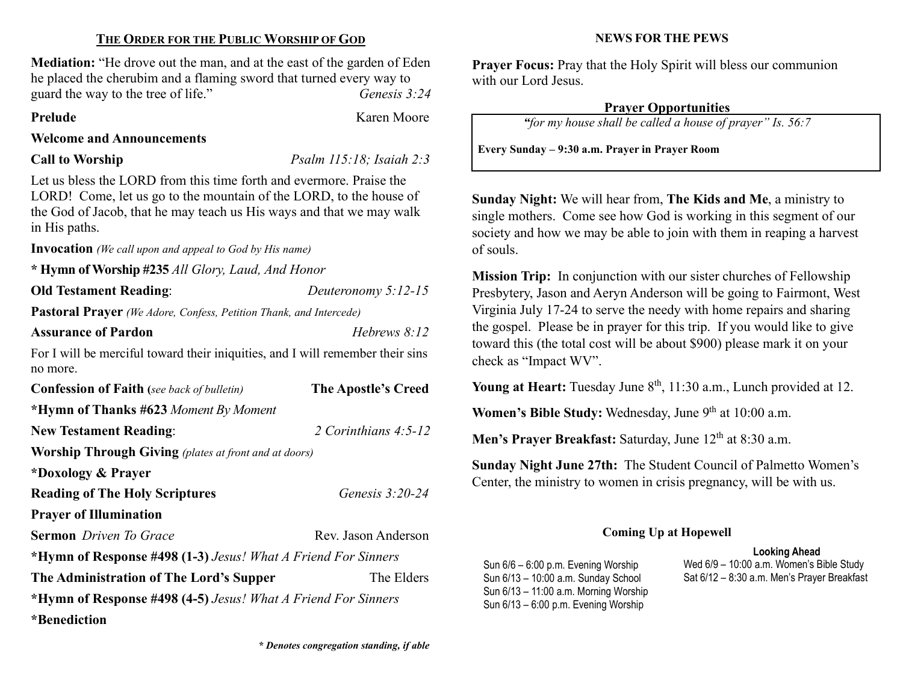## THE ORDER FOR THE PUBLIC WORSHIP OF GOD

**Mediation:** "He drove out the man, and at the east of the garden of Eden he placed the cherubim and a flaming sword that turned every way to guard the way to the tree of life." *Genesis 3:24*

**Prelude** Karen Moore

**Welcome and Announcements**

**Call to Worship** *Psalm 115:18; Isaiah 2:3*

Let us bless the LORD from this time forth and evermore. Praise the LORD! Come, let us go to the mountain of the LORD, to the house of the God of Jacob, that he may teach us His ways and that we may walk in His paths.

**Invocation** *(We call upon and appeal to God by His name)*

**\* Hymn of Worship #235** *All Glory, Laud, And Honor*

**Old Testament Reading**: *Deuteronomy 5:12-15*

**Pastoral Prayer** *(We Adore, Confess, Petition Thank, and Intercede)*

**Assurance of Pardon** *Hebrews 8:12*

For I will be merciful toward their iniquities, and I will remember their sins no more.

**Confession of Faith (***see back of bulletin***)** **The Apostle's Creed**

**\*Hymn of Thanks #623** *Moment By Moment*

**New Testament Reading**: *2 Corinthians 4:5-12*

**Worship Through Giving** *(plates at front and at doors)*

**\*Doxology & Prayer**

**Reading of The Holy Scriptures** *Genesis 3:20-24*

**Prayer of Illumination**

**Sermon** *Driven To Grace* Rev. Jason Anderson

**\*Hymn of Response #498 (1-3)** *Jesus! What A Friend For Sinners*

**The Administration of The Lord's Supper** The Elders

**\*Hymn of Response #498 (4-5)** *Jesus! What A Friend For Sinners*

**\*Benediction**

***\* Denotes congregation standing, if able***

## NEWS FOR THE PEWS

**Prayer Focus:** Pray that the Holy Spirit will bless our communion with our Lord Jesus.

### Prayer Opportunities

*"for my house shall be called a house of prayer" Is. 56:7*

**Every Sunday – 9:30 a.m. Prayer in Prayer Room**

**Sunday Night:** We will hear from, **The Kids and Me**, a ministry to single mothers. Come see how God is working in this segment of our society and how we may be able to join with them in reaping a harvest of souls.

**Mission Trip:** In conjunction with our sister churches of Fellowship Presbytery, Jason and Aeryn Anderson will be going to Fairmont, West Virginia July 17-24 to serve the needy with home repairs and sharing the gospel. Please be in prayer for this trip. If you would like to give toward this (the total cost will be about $900) please mark it on your check as "Impact WV".

**Young at Heart:** Tuesday June 8th, 11:30 a.m., Lunch provided at 12.

**Women's Bible Study:** Wednesday, June 9th at 10:00 a.m.

**Men's Prayer Breakfast:** Saturday, June 12th at 8:30 a.m.

**Sunday Night June 27th:** The Student Council of Palmetto Women's Center, the ministry to women in crisis pregnancy, will be with us.

### Coming Up at Hopewell

Sun 6/6 – 6:00 p.m. Evening Worship
Sun 6/13 – 10:00 a.m. Sunday School
Sun 6/13 – 11:00 a.m. Morning Worship
Sun 6/13 – 6:00 p.m. Evening Worship

**Looking Ahead**

Wed 6/9 – 10:00 a.m. Women's Bible Study
Sat 6/12 – 8:30 a.m. Men's Prayer Breakfast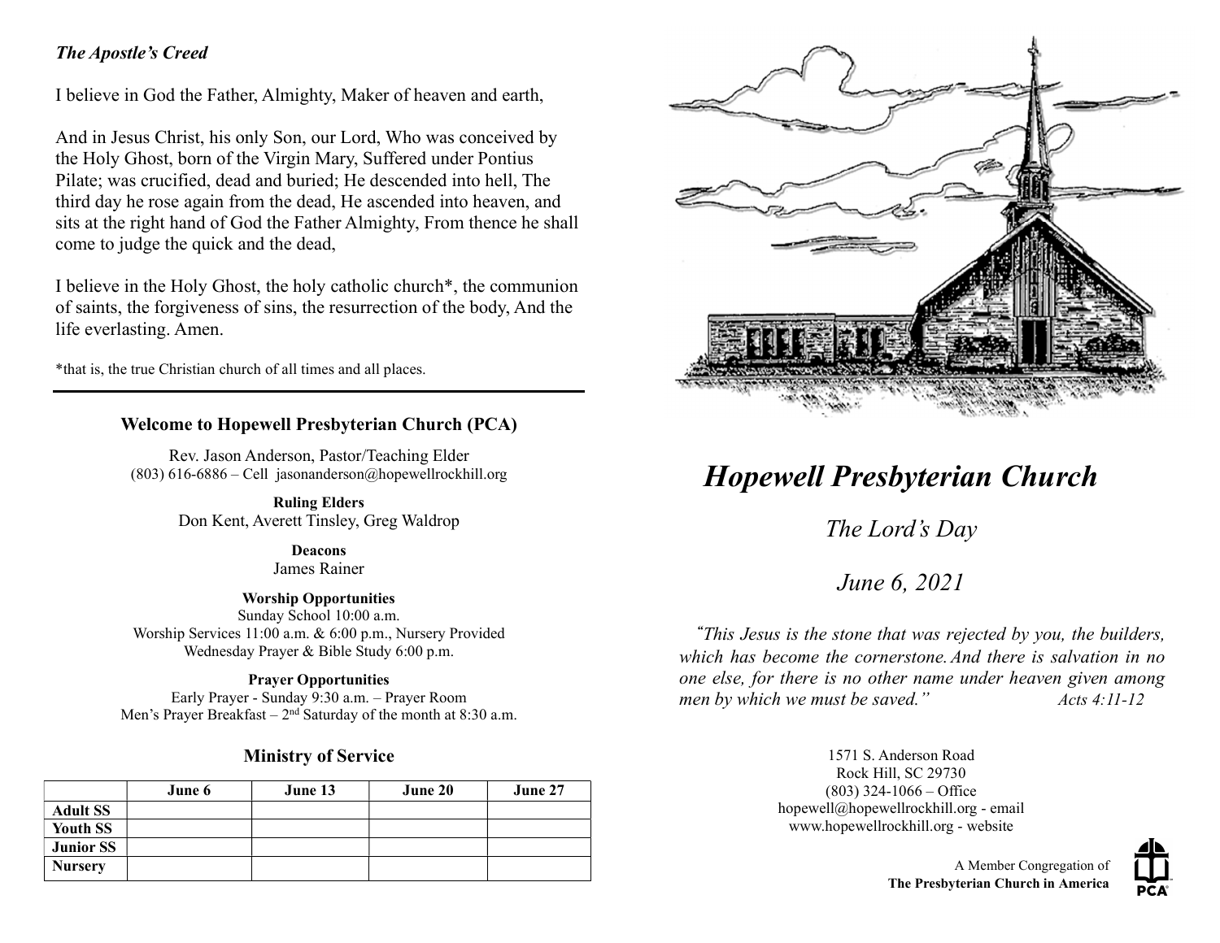***The Apostle's Creed***

I believe in God the Father, Almighty, Maker of heaven and earth,

And in Jesus Christ, his only Son, our Lord, Who was conceived by the Holy Ghost, born of the Virgin Mary, Suffered under Pontius Pilate; was crucified, dead and buried; He descended into hell, The third day he rose again from the dead, He ascended into heaven, and sits at the right hand of God the Father Almighty, From thence he shall come to judge the quick and the dead,

I believe in the Holy Ghost, the holy catholic church*, the communion of saints, the forgiveness of sins, the resurrection of the body, And the life everlasting. Amen.

*that is, the true Christian church of all times and all places.

---

### Welcome to Hopewell Presbyterian Church (PCA)

Rev. Jason Anderson, Pastor/Teaching Elder
(803) 616-6886 – Cell jasonanderson@hopewellrockhill.org

**Ruling Elders**
Don Kent, Averett Tinsley, Greg Waldrop

**Deacons**
James Rainer

**Worship Opportunities**
Sunday School 10:00 a.m.
Worship Services 11:00 a.m. & 6:00 p.m., Nursery Provided
Wednesday Prayer & Bible Study 6:00 p.m.

**Prayer Opportunities**
Early Prayer - Sunday 9:30 a.m. – Prayer Room
Men's Prayer Breakfast – 2nd Saturday of the month at 8:30 a.m.

### Ministry of Service

| | June 6 | June 13 | June 20 | June 27 |
|---|---|---|---|---|
| **Adult SS** | | | | |
| **Youth SS** | | | | |
| **Junior SS** | | | | |
| **Nursery** | | | | |

# *Hopewell Presbyterian Church*

*The Lord's Day*

*June 6, 2021*

*"This Jesus is the stone that was rejected by you, the builders, which has become the cornerstone. And there is salvation in no one else, for there is no other name under heaven given among men by which we must be saved."* *Acts 4:11-12*

1571 S. Anderson Road
Rock Hill, SC 29730
(803) 324-1066 – Office
hopewell@hopewellrockhill.org - email
www.hopewellrockhill.org - website

A Member Congregation of
**The Presbyterian Church in America**